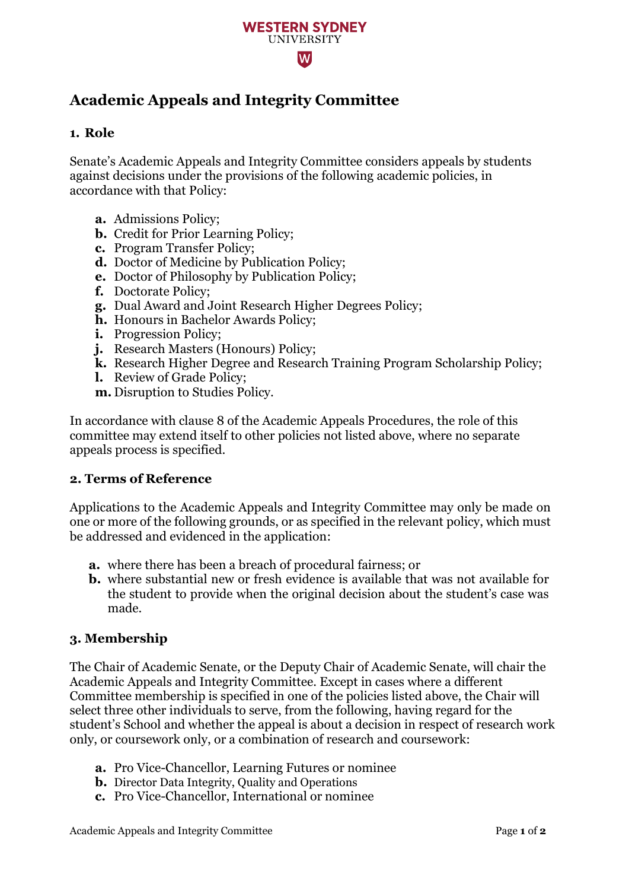WESTERN SYDNEY UNIVERSITY

# Academic Appeals and Integrity Committee

## 1. Role

Senate's Academic Appeals and Integrity Committee considers appeals by students against decisions under the provisions of the following academic policies, in accordance with that Policy:

- **a.** Admissions Policy;
- **b.** Credit for Prior Learning Policy;
- **c.** Program Transfer Policy;
- **d.** Doctor of Medicine by Publication Policy;
- **e.** Doctor of Philosophy by Publication Policy;
- **f.** Doctorate Policy;
- **g.** Dual Award and Joint Research Higher Degrees Policy;
- **h.** Honours in Bachelor Awards Policy;
- **i.** Progression Policy;
- **j.** Research Masters (Honours) Policy;
- **k.** Research Higher Degree and Research Training Program Scholarship Policy;
- **l.** Review of Grade Policy;
- **m.** Disruption to Studies Policy.

In accordance with clause 8 of the Academic Appeals Procedures, the role of this committee may extend itself to other policies not listed above, where no separate appeals process is specified.

## 2. Terms of Reference

Applications to the Academic Appeals and Integrity Committee may only be made on one or more of the following grounds, or as specified in the relevant policy, which must be addressed and evidenced in the application:

- **a.** where there has been a breach of procedural fairness; or
- **b.** where substantial new or fresh evidence is available that was not available for the student to provide when the original decision about the student's case was made.

## 3. Membership

The Chair of Academic Senate, or the Deputy Chair of Academic Senate, will chair the Academic Appeals and Integrity Committee. Except in cases where a different Committee membership is specified in one of the policies listed above, the Chair will select three other individuals to serve, from the following, having regard for the student's School and whether the appeal is about a decision in respect of research work only, or coursework only, or a combination of research and coursework:

- **a.** Pro Vice-Chancellor, Learning Futures or nominee
- **b.** Director Data Integrity, Quality and Operations
- **c.** Pro Vice-Chancellor, International or nominee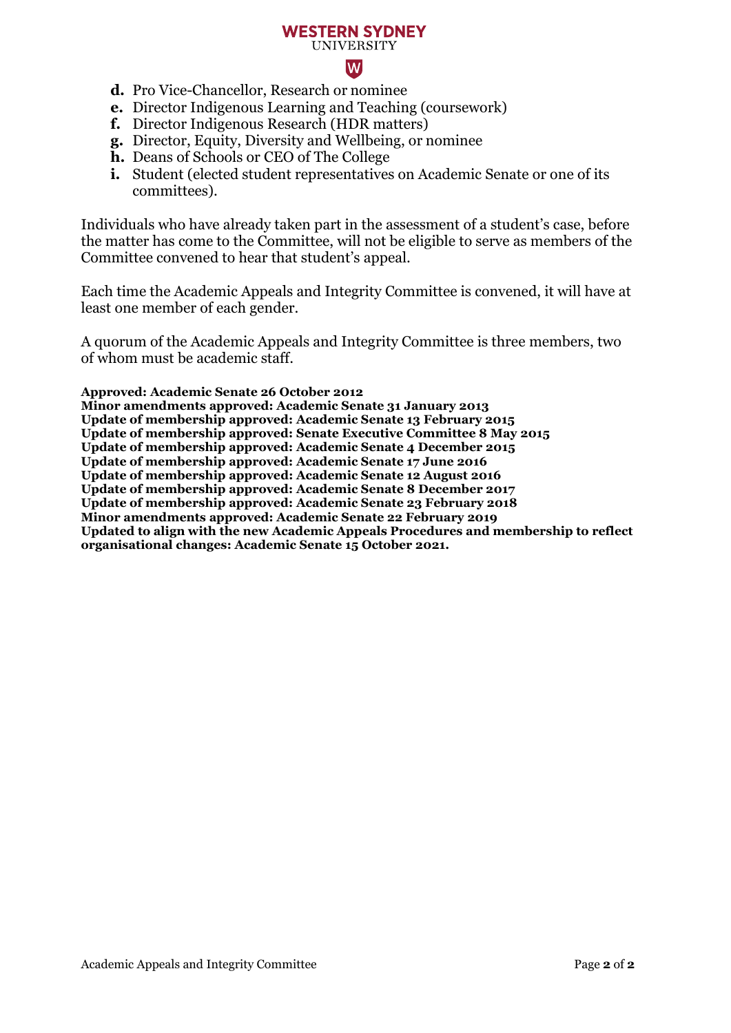- **d.** Pro Vice-Chancellor, Research or nominee
- **e.** Director Indigenous Learning and Teaching (coursework)
- **f.** Director Indigenous Research (HDR matters)
- **g.** Director, Equity, Diversity and Wellbeing, or nominee
- **h.** Deans of Schools or CEO of The College
- **i.** Student (elected student representatives on Academic Senate or one of its committees).

Individuals who have already taken part in the assessment of a student's case, before the matter has come to the Committee, will not be eligible to serve as members of the Committee convened to hear that student's appeal.

Each time the Academic Appeals and Integrity Committee is convened, it will have at least one member of each gender.

A quorum of the Academic Appeals and Integrity Committee is three members, two of whom must be academic staff.

**Approved: Academic Senate 26 October 2012**
**Minor amendments approved: Academic Senate 31 January 2013**
**Update of membership approved: Academic Senate 13 February 2015**
**Update of membership approved: Senate Executive Committee 8 May 2015**
**Update of membership approved: Academic Senate 4 December 2015**
**Update of membership approved: Academic Senate 17 June 2016**
**Update of membership approved: Academic Senate 12 August 2016**
**Update of membership approved: Academic Senate 8 December 2017**
**Update of membership approved: Academic Senate 23 February 2018**
**Minor amendments approved: Academic Senate 22 February 2019**
**Updated to align with the new Academic Appeals Procedures and membership to reflect organisational changes: Academic Senate 15 October 2021.**